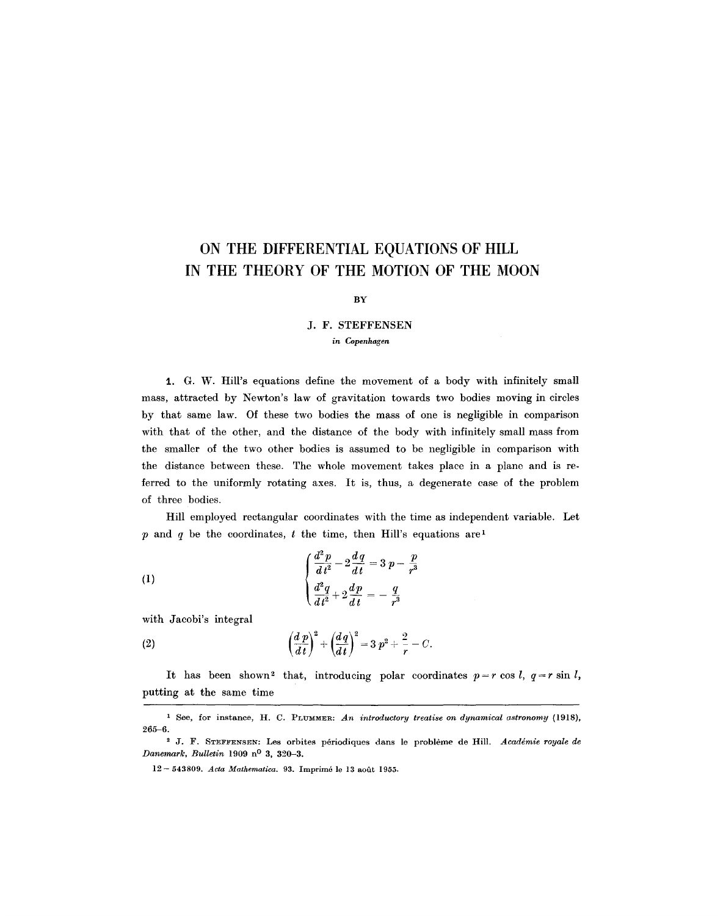# ON THE DIFFERENTIAL EQUATIONS OF HILL IN THE THEORY OF THE MOTION OF THE MOON

BY

J. F. STEFFENSEN

*in Copenhagen*

**1.** G. W. Hill's equations define the movement of a body with infinitely small mass, attracted by Newton's law of gravitation towards two bodies moving in circles by that same law. Of these two bodies the mass of one is negligible in comparison with that of the other, and the distance of the body with infinitely small mass from the smaller of the two other bodies is assumed to be negligible in comparison with the distance between these. The whole movement takes place in a plane and is referred to the uniformly rotating axes. It is, thus, a degenerate case of the problem of three bodies.

Hill employed rectangular coordinates with the time as independent variable. Let $p$ and $q$ be the coordinates, $t$ the time, then Hill's equations are[1]

$$
\left\{
\begin{aligned}
\frac{d^2 p}{d t^2} - 2\frac{d q}{d t} &= 3p - \frac{p}{r^3} \\
\frac{d^2 q}{d t^2} + 2\frac{d p}{d t} &= -\frac{q}{r^3}
\end{aligned}
\right. \tag{1}
$$

with Jacobi's integral

$$
\left(\frac{d p}{d t}\right)^2 + \left(\frac{d q}{d t}\right)^2 = 3p^2 + \frac{2}{r} - C. \tag{2}
$$

It has been shown[2] that, introducing polar coordinates $p = r \cos l$, $q = r \sin l$, putting at the same time

---

[1] See, for instance, H. C. Plummer: *An introductory treatise on dynamical astronomy* (1918), 265–6.

[2] J. F. Steffensen: Les orbites périodiques dans le problème de Hill. *Académie royale de Danemark, Bulletin* 1909 n° 3, 320–3.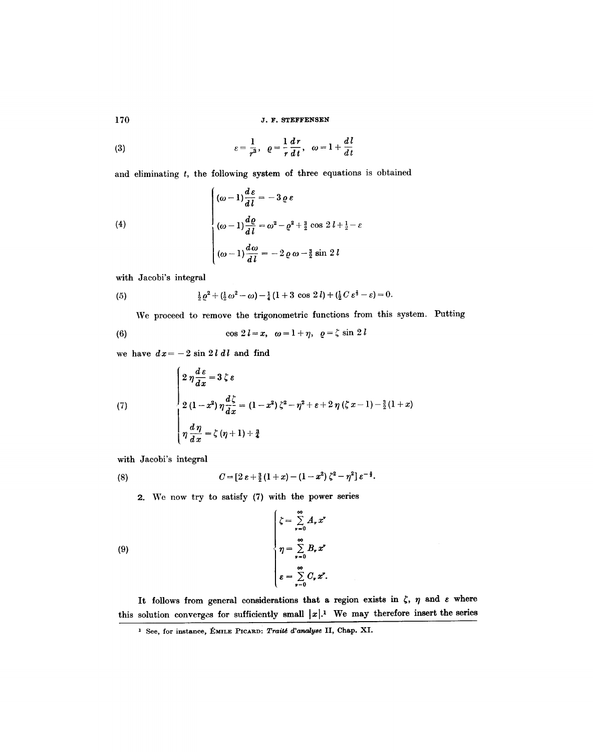$$\varepsilon = \frac{1}{r^3}, \quad \varrho = \frac{1}{r}\frac{dr}{dt}, \quad \omega = 1 + \frac{dl}{dt} \tag{3}$$

and eliminating $t$, the following system of three equations is obtained

$$\left\{\begin{aligned} &(\omega - 1)\frac{d\varepsilon}{dl} = -3\,\varrho\,\varepsilon \\ &(\omega - 1)\frac{d\varrho}{dl} = \omega^2 - \varrho^2 + \tfrac{3}{2}\cos 2\,l + \tfrac{1}{2} - \varepsilon \\ &(\omega - 1)\frac{d\omega}{dl} = -2\,\varrho\,\omega - \tfrac{3}{2}\sin 2\,l \end{aligned}\right. \tag{4}$$

with Jacobi's integral

$$\tfrac{1}{2}\varrho^2 + (\tfrac{1}{2}\omega^2 - \omega) - \tfrac{1}{4}(1 + 3\cos 2\,l) + (\tfrac{1}{2}C\,\varepsilon^{\frac{2}{3}} - \varepsilon) = 0. \tag{5}$$

We proceed to remove the trigonometric functions from this system. Putting

$$\cos 2\,l = x, \quad \omega = 1 + \eta, \quad \varrho = \zeta \sin 2\,l \tag{6}$$

we have $dx = -2\sin 2\,l\,dl$ and find

$$\left\{\begin{aligned} &2\,\eta\frac{d\varepsilon}{dx} = 3\,\zeta\,\varepsilon \\ &2\,(1 - x^2)\,\eta\frac{d\zeta}{dx} = (1 - x^2)\,\zeta^2 - \eta^2 + \varepsilon + 2\,\eta\,(\zeta\,x - 1) - \tfrac{3}{2}(1 + x) \\ &\eta\frac{d\eta}{dx} = \zeta\,(\eta + 1) + \tfrac{3}{4} \end{aligned}\right. \tag{7}$$

with Jacobi's integral

$$C = [2\,\varepsilon + \tfrac{3}{2}(1 + x) - (1 - x^2)\,\zeta^2 - \eta^2]\,\varepsilon^{-\frac{2}{3}}. \tag{8}$$

**2.** We now try to satisfy (7) with the power series

$$\left\{\begin{aligned} &\zeta = \sum_{\nu=0}^{\infty} A_\nu x^\nu \\ &\eta = \sum_{\nu=0}^{\infty} B_\nu x^\nu \\ &\varepsilon = \sum_{\nu=0}^{\infty} C_\nu x^\nu. \end{aligned}\right. \tag{9}$$

It follows from general considerations that a region exists in $\zeta$, $\eta$ and $\varepsilon$ where this solution converges for sufficiently small $|x|$.[1] We may therefore insert the series

---

[1] See, for instance, Émile Picard: *Traité d'analyse* II, Chap. XI.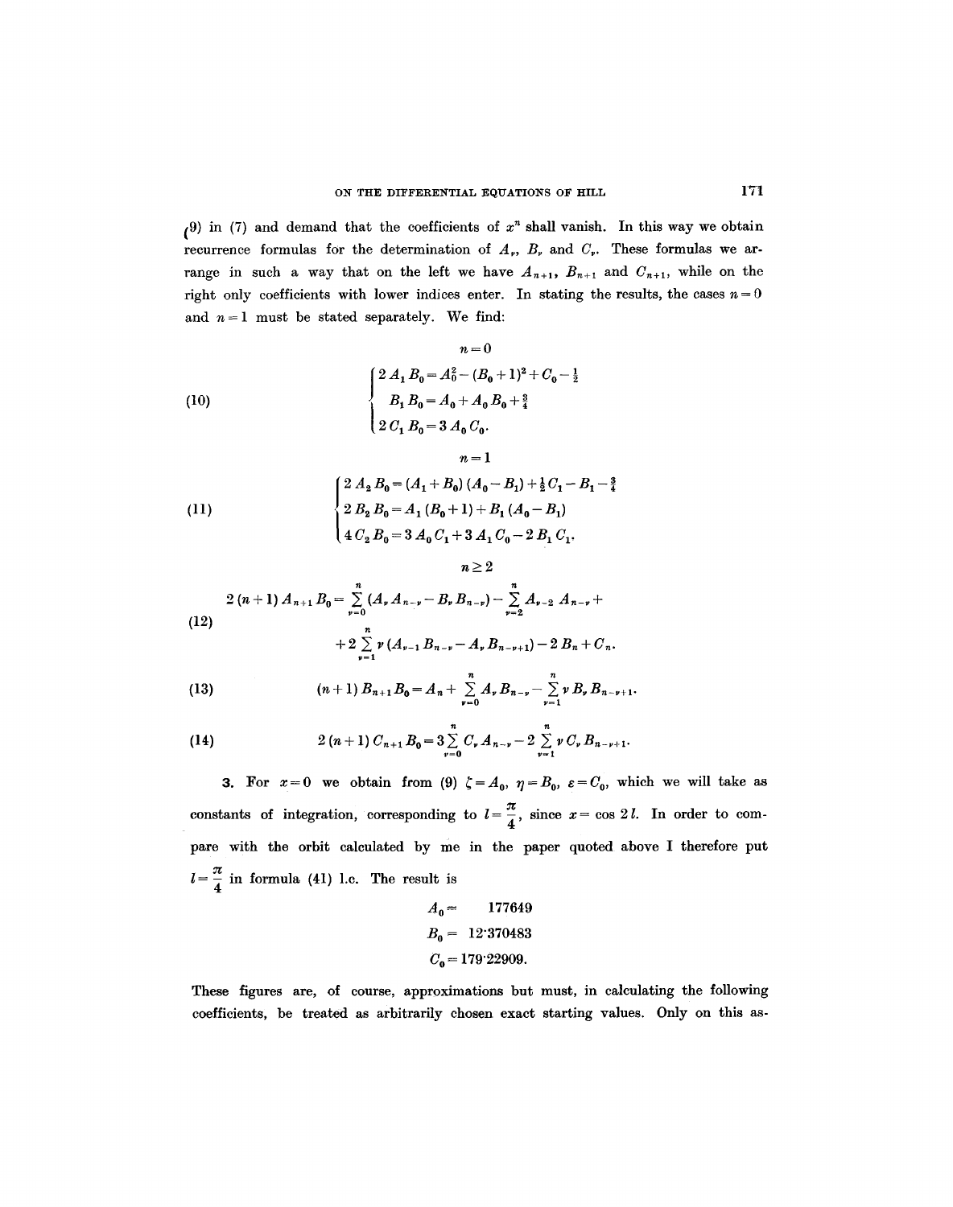(9) in (7) and demand that the coefficients of $x^n$ shall vanish. In this way we obtain recurrence formulas for the determination of $A_\nu$, $B_\nu$ and $C_\nu$. These formulas we arrange in such a way that on the left we have $A_{n+1}$, $B_{n+1}$ and $C_{n+1}$, while on the right only coefficients with lower indices enter. In stating the results, the cases $n=0$ and $n=1$ must be stated separately. We find:

$$n=0$$

$$(10)\qquad \begin{cases} 2\,A_1\,B_0 = A_0^2 - (B_0+1)^2 + C_0 - \frac{1}{2} \\ B_1\,B_0 = A_0 + A_0\,B_0 + \frac{3}{4} \\ 2\,C_1\,B_0 = 3\,A_0\,C_0. \end{cases}$$

$$n=1$$

$$(11)\qquad \begin{cases} 2\,A_2\,B_0 = (A_1+B_0)\,(A_0-B_1) + \frac{1}{2}C_1 - B_1 - \frac{3}{4} \\ 2\,B_2\,B_0 = A_1\,(B_0+1) + B_1\,(A_0-B_1) \\ 4\,C_2\,B_0 = 3\,A_0\,C_1 + 3\,A_1\,C_0 - 2\,B_1\,C_1. \end{cases}$$

$$n \geq 2$$

$$(12)\qquad \begin{aligned} 2\,(n+1)\,A_{n+1}\,B_0 = \sum_{\nu=0}^{n} (A_\nu\,A_{n-\nu} - B_\nu\,B_{n-\nu}) - \sum_{\nu=2}^{n} A_{\nu-2}\,A_{n-\nu} + \\ + 2\sum_{\nu=1}^{n} \nu\,(A_{\nu-1}\,B_{n-\nu} - A_\nu\,B_{n-\nu+1}) - 2\,B_n + C_n. \end{aligned}$$

$$(13)\qquad (n+1)\,B_{n+1}\,B_0 = A_n + \sum_{\nu=0}^{n} A_\nu\,B_{n-\nu} - \sum_{\nu=1}^{n} \nu\,B_\nu\,B_{n-\nu+1}.$$

$$(14)\qquad 2\,(n+1)\,C_{n+1}\,B_0 = 3\sum_{\nu=0}^{n} C_\nu\,A_{n-\nu} - 2\sum_{\nu=1}^{n} \nu\,C_\nu\,B_{n-\nu+1}.$$

**3.** For $x=0$ we obtain from (9) $\zeta = A_0$, $\eta = B_0$, $\varepsilon = C_0$, which we will take as constants of integration, corresponding to $l = \frac{\pi}{4}$, since $x = \cos 2\,l$. In order to compare with the orbit calculated by me in the paper quoted above I therefore put $l = \frac{\pi}{4}$ in formula (41) l.c. The result is

$$A_0 = \quad 177649$$
$$B_0 = \; 12{\cdot}370483$$
$$C_0 = 179{\cdot}22909.$$

These figures are, of course, approximations but must, in calculating the following coefficients, be treated as arbitrarily chosen exact starting values. Only on this as-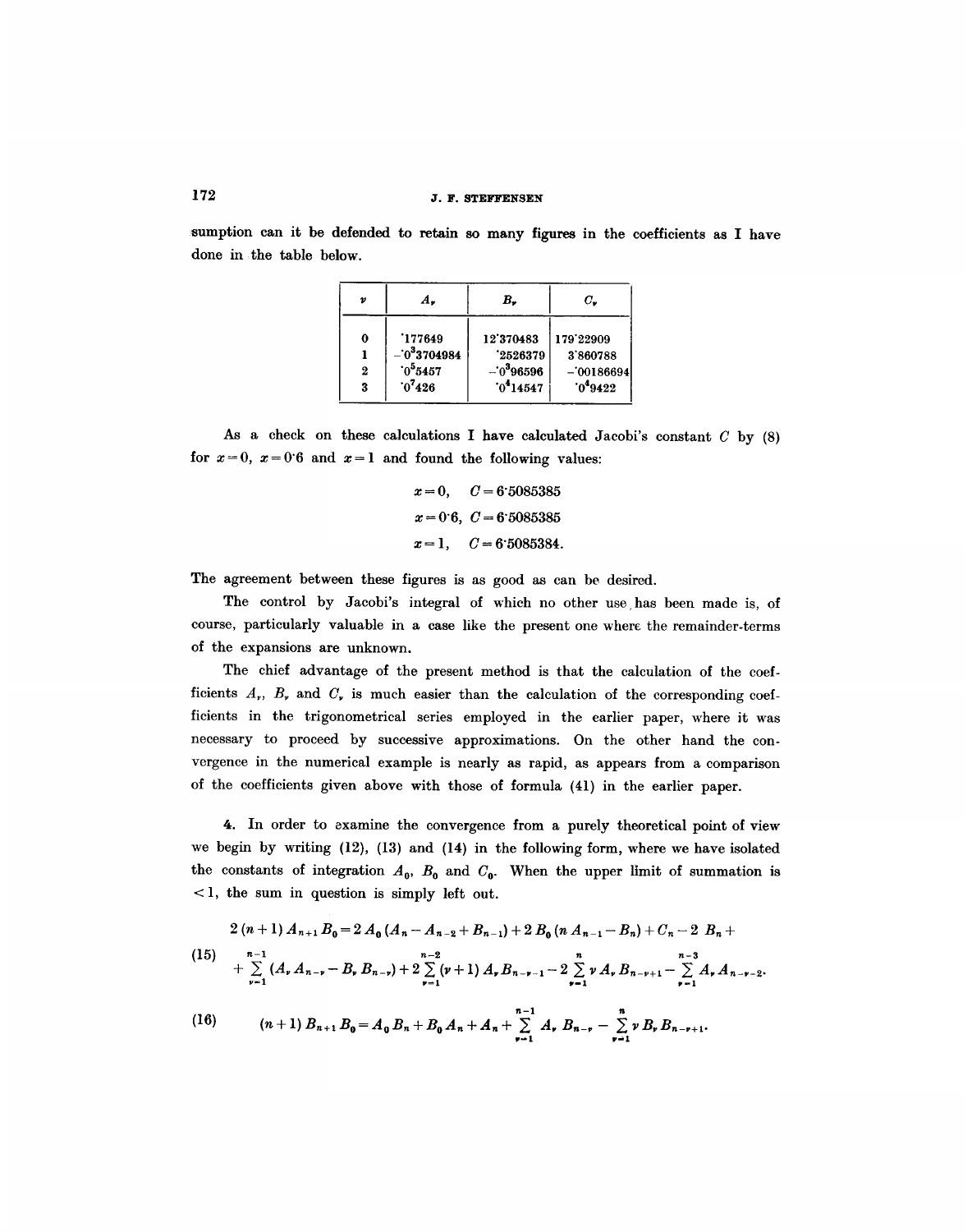sumption can it be defended to retain so many figures in the coefficients as I have done in the table below.

| $\nu$ | $A_\nu$ | $B_\nu$ | $C_\nu$ |
|---|---|---|---|
| 0 | ·177649 | 12·370483 | 179·22909 |
| 1 | $-·0^3 3704984$ | ·2526379 | 3·860788 |
| 2 | $·0^5 5457$ | $-·0^3 96596$ | $-·00186694$ |
| 3 | $·0^7 426$ | $·0^4 14547$ | $·0^4 9422$ |

As a check on these calculations I have calculated Jacobi's constant $C$ by (8) for $x=0$, $x=0·6$ and $x=1$ and found the following values:

$$x=0, \quad C=6·5085385$$

$$x=0·6, \quad C=6·5085385$$

$$x=1, \quad C=6·5085384.$$

The agreement between these figures is as good as can be desired.

The control by Jacobi's integral of which no other use has been made is, of course, particularly valuable in a case like the present one where the remainder-terms of the expansions are unknown.

The chief advantage of the present method is that the calculation of the coefficients $A_\nu$, $B_\nu$ and $C_\nu$ is much easier than the calculation of the corresponding coefficients in the trigonometrical series employed in the earlier paper, where it was necessary to proceed by successive approximations. On the other hand the convergence in the numerical example is nearly as rapid, as appears from a comparison of the coefficients given above with those of formula (41) in the earlier paper.

**4.** In order to examine the convergence from a purely theoretical point of view we begin by writing (12), (13) and (14) in the following form, where we have isolated the constants of integration $A_0$, $B_0$ and $C_0$. When the upper limit of summation is $<1$, the sum in question is simply left out.

$$(15) \quad \begin{aligned} 2(n+1)A_{n+1}B_0 = {} & 2A_0(A_n - A_{n-2} + B_{n-1}) + 2B_0(nA_{n-1} - B_n) + C_n - 2B_n + \\ & + \sum_{\nu=1}^{n-1}(A_\nu A_{n-\nu} - B_\nu B_{n-\nu}) + 2\sum_{\nu=1}^{n-2}(\nu+1)A_\nu B_{n-\nu-1} - 2\sum_{\nu=1}^{n}\nu A_\nu B_{n-\nu+1} - \sum_{\nu=1}^{n-3}A_\nu A_{n-\nu-2}. \end{aligned}$$

$$(16) \quad (n+1)B_{n+1}B_0 = A_0 B_n + B_0 A_n + A_n + \sum_{\nu=1}^{n-1} A_\nu B_{n-\nu} - \sum_{\nu=1}^{n} \nu B_\nu B_{n-\nu+1}.$$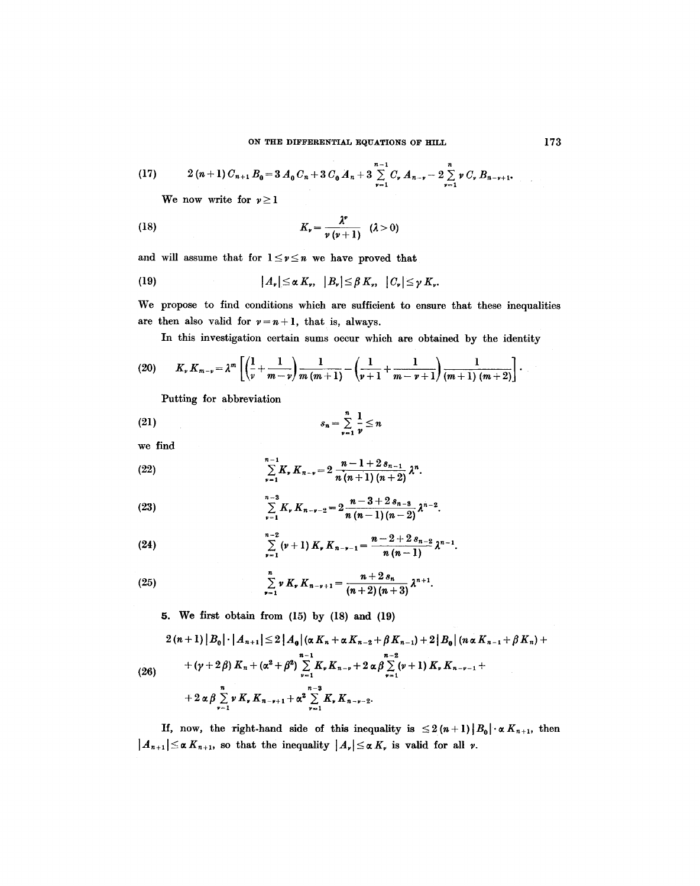$$(17)\qquad 2(n+1)\,C_{n+1}B_0 = 3A_0C_n + 3C_0A_n + 3\sum_{\nu=1}^{n-1} C_\nu A_{n-\nu} - 2\sum_{\nu=1}^{n} \nu\, C_\nu B_{n-\nu+1}.$$

We now write for $\nu \geq 1$

$$(18)\qquad K_\nu = \frac{\lambda^\nu}{\nu(\nu+1)} \quad (\lambda > 0)$$

and will assume that for $1 \leq \nu \leq n$ we have proved that

$$(19)\qquad |A_\nu| \leq \alpha K_\nu,\quad |B_\nu| \leq \beta K_\nu,\quad |C_\nu| \leq \gamma K_\nu.$$

We propose to find conditions which are sufficient to ensure that these inequalities are then also valid for $\nu = n+1$, that is, always.

In this investigation certain sums occur which are obtained by the identity

$$(20)\qquad K_\nu K_{m-\nu} = \lambda^m \left[\left(\frac{1}{\nu} + \frac{1}{m-\nu}\right)\frac{1}{m(m+1)} - \left(\frac{1}{\nu+1} + \frac{1}{m-\nu+1}\right)\frac{1}{(m+1)(m+2)}\right].$$

Putting for abbreviation

$$(21)\qquad s_n = \sum_{\nu=1}^{n} \frac{1}{\nu} \leq n$$

we find

$$(22)\qquad \sum_{\nu=1}^{n-1} K_\nu K_{n-\nu} = 2\,\frac{n-1+2s_{n-1}}{n(n+1)(n+2)}\,\lambda^n.$$

$$(23)\qquad \sum_{\nu=1}^{n-3} K_\nu K_{n-\nu-2} = 2\,\frac{n-3+2s_{n-3}}{n(n-1)(n-2)}\,\lambda^{n-2}.$$

$$(24)\qquad \sum_{\nu=1}^{n-2} (\nu+1)\,K_\nu K_{n-\nu-1} = \frac{n-2+2s_{n-2}}{n(n-1)}\,\lambda^{n-1}.$$

$$(25)\qquad \sum_{\nu=1}^{n} \nu\, K_\nu K_{n-\nu+1} = \frac{n+2s_n}{(n+2)(n+3)}\,\lambda^{n+1}.$$

5. We first obtain from (15) by (18) and (19)

$$(26)\qquad \begin{aligned} 2(n+1)|B_0|\cdot|A_{n+1}| \leq\ & 2|A_0|(\alpha K_n + \alpha K_{n-2} + \beta K_{n-1}) + 2|B_0|(n\alpha K_{n-1} + \beta K_n) + \\ & + (\gamma + 2\beta)K_n + (\alpha^2 + \beta^2)\sum_{\nu=1}^{n-1} K_\nu K_{n-\nu} + 2\alpha\beta\sum_{\nu=1}^{n-2}(\nu+1)K_\nu K_{n-\nu-1} + \\ & + 2\alpha\beta\sum_{\nu=1}^{n} \nu K_\nu K_{n-\nu+1} + \alpha^2\sum_{\nu=1}^{n-3} K_\nu K_{n-\nu-2}. \end{aligned}$$

If, now, the right-hand side of this inequality is $\leq 2(n+1)|B_0|\cdot\alpha K_{n+1}$, then $|A_{n+1}| \leq \alpha K_{n+1}$, so that the inequality $|A_\nu| \leq \alpha K_\nu$ is valid for all $\nu$.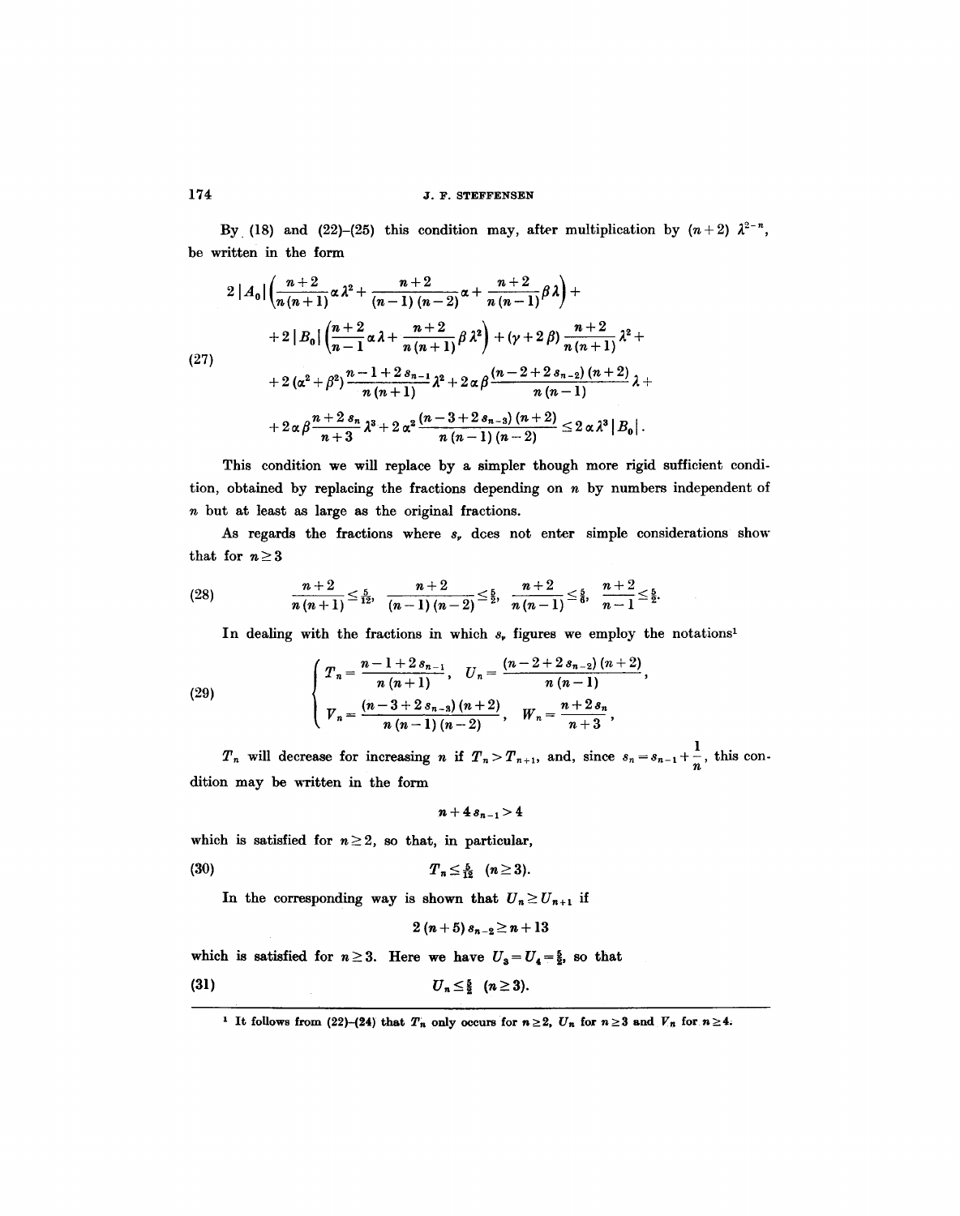By (18) and (22)–(25) this condition may, after multiplication by $(n+2)\,\lambda^{2-n}$, be written in the form

$$
(27)\qquad
\begin{aligned}
&2\,|A_0|\left(\frac{n+2}{n(n+1)}\alpha\lambda^2+\frac{n+2}{(n-1)(n-2)}\alpha+\frac{n+2}{n(n-1)}\beta\lambda\right)+\\
&+2\,|B_0|\left(\frac{n+2}{n-1}\alpha\lambda+\frac{n+2}{n(n+1)}\beta\lambda^2\right)+(\gamma+2\beta)\frac{n+2}{n(n+1)}\lambda^2+\\
&+2(\alpha^2+\beta^2)\frac{n-1+2s_{n-1}}{n(n+1)}\lambda^2+2\alpha\beta\frac{(n-2+2s_{n-2})(n+2)}{n(n-1)}\lambda+\\
&+2\alpha\beta\frac{n+2s_n}{n+3}\lambda^3+2\alpha^2\frac{(n-3+2s_{n-3})(n+2)}{n(n-1)(n-2)}\le 2\alpha\lambda^3\,|B_0|\,.
\end{aligned}
$$

This condition we will replace by a simpler though more rigid sufficient condition, obtained by replacing the fractions depending on $n$ by numbers independent of $n$ but at least as large as the original fractions.

As regards the fractions where $s_\nu$ does not enter simple considerations show that for $n\ge 3$

$$
(28)\qquad \frac{n+2}{n(n+1)}\le\tfrac{5}{12},\quad \frac{n+2}{(n-1)(n-2)}\le\tfrac{5}{2},\quad \frac{n+2}{n(n-1)}\le\tfrac{5}{6},\quad \frac{n+2}{n-1}\le\tfrac{5}{2}.
$$

In dealing with the fractions in which $s_\nu$ figures we employ the notations[1]

$$
(29)\qquad
\begin{cases}
T_n=\dfrac{n-1+2s_{n-1}}{n(n+1)}, & U_n=\dfrac{(n-2+2s_{n-2})(n+2)}{n(n-1)},\\[2ex]
V_n=\dfrac{(n-3+2s_{n-3})(n+2)}{n(n-1)(n-2)}, & W_n=\dfrac{n+2s_n}{n+3},
\end{cases}
$$

$T_n$ will decrease for increasing $n$ if $T_n>T_{n+1}$, and, since $s_n=s_{n-1}+\dfrac{1}{n}$, this condition may be written in the form

$$n+4s_{n-1}>4$$

which is satisfied for $n\ge 2$, so that, in particular,

$$
(30)\qquad T_n\le\tfrac{5}{12}\quad (n\ge 3).
$$

In the corresponding way is shown that $U_n\ge U_{n+1}$ if

$$2(n+5)\,s_{n-2}\ge n+13$$

which is satisfied for $n\ge 3$. Here we have $U_3=U_4=\tfrac{5}{3}$, so that

$$
(31)\qquad U_n\le\tfrac{5}{3}\quad (n\ge 3).
$$

---

[1] It follows from (22)–(24) that $T_n$ only occurs for $n\ge 2$, $U_n$ for $n\ge 3$ and $V_n$ for $n\ge 4$.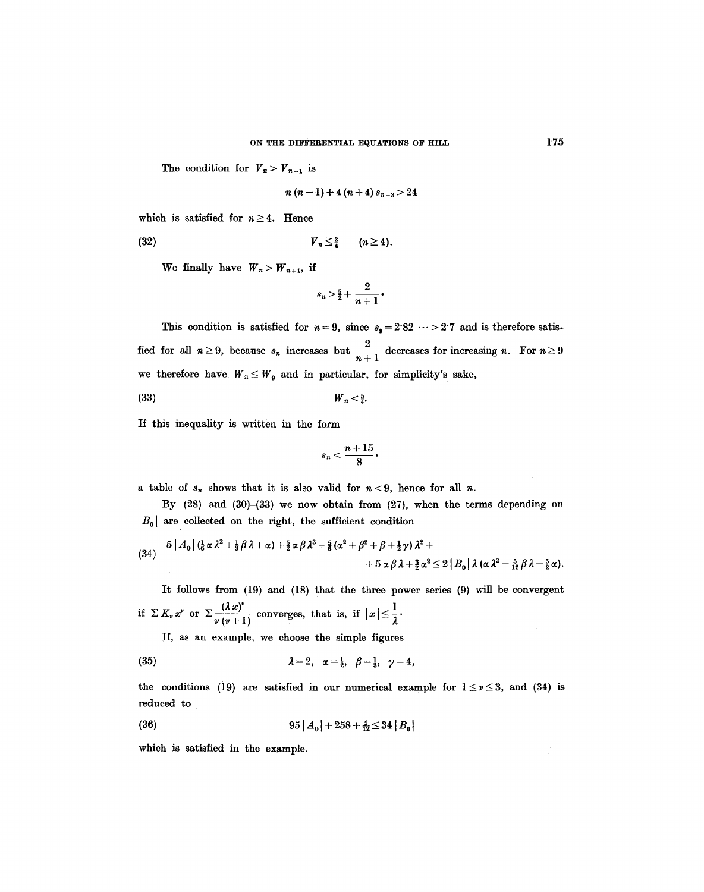The condition for $V_n > V_{n+1}$ is

$$n(n-1) + 4(n+4)s_{n-3} > 24$$

which is satisfied for $n \geq 4$. Hence

$$V_n \leq \tfrac{3}{4} \quad (n \geq 4). \tag{32}$$

We finally have $W_n > W_{n+1}$, if

$$s_n > \tfrac{5}{2} + \frac{2}{n+1}.$$

This condition is satisfied for $n = 9$, since $s_9 = 2{\cdot}82 \cdots > 2{\cdot}7$ and is therefore satisfied for all $n \geq 9$, because $s_n$ increases but $\frac{2}{n+1}$ decreases for increasing $n$. For $n \geq 9$ we therefore have $W_n \leq W_9$ and in particular, for simplicity's sake,

$$W_n < \tfrac{5}{4}. \tag{33}$$

If this inequality is written in the form

$$s_n < \frac{n+15}{8},$$

a table of $s_n$ shows that it is also valid for $n < 9$, hence for all $n$.

By (28) and (30)–(33) we now obtain from (27), when the terms depending on $|B_0|$ are collected on the right, the sufficient condition

$$\begin{aligned} 5\,|A_0|\,(\tfrac{1}{6}\alpha\lambda^2 + \tfrac{1}{3}\beta\lambda + \alpha) + \tfrac{5}{2}\alpha\beta\lambda^3 + \tfrac{5}{6}(\alpha^2 + \beta^2 + \beta + \tfrac{1}{2}\gamma)\lambda^2 + \\ + 5\alpha\beta\lambda + \tfrac{3}{2}\alpha^2 \leq 2\,|B_0|\,\lambda\,(\alpha\lambda^2 - \tfrac{5}{12}\beta\lambda - \tfrac{5}{2}\alpha). \end{aligned} \tag{34}$$

It follows from (19) and (18) that the three power series (9) will be convergent if $\Sigma K_\nu x^\nu$ or $\Sigma \frac{(\lambda x)^\nu}{\nu(\nu+1)}$ converges, that is, if $|x| \leq \frac{1}{\lambda}$.

If, as an example, we choose the simple figures

$$\lambda = 2, \quad \alpha = \tfrac{1}{2}, \quad \beta = \tfrac{1}{3}, \quad \gamma = 4, \tag{35}$$

the conditions (19) are satisfied in our numerical example for $1 \leq \nu \leq 3$, and (34) is reduced to

$$95\,|A_0| + 258 + \tfrac{5}{12} \leq 34\,|B_0| \tag{36}$$

which is satisfied in the example.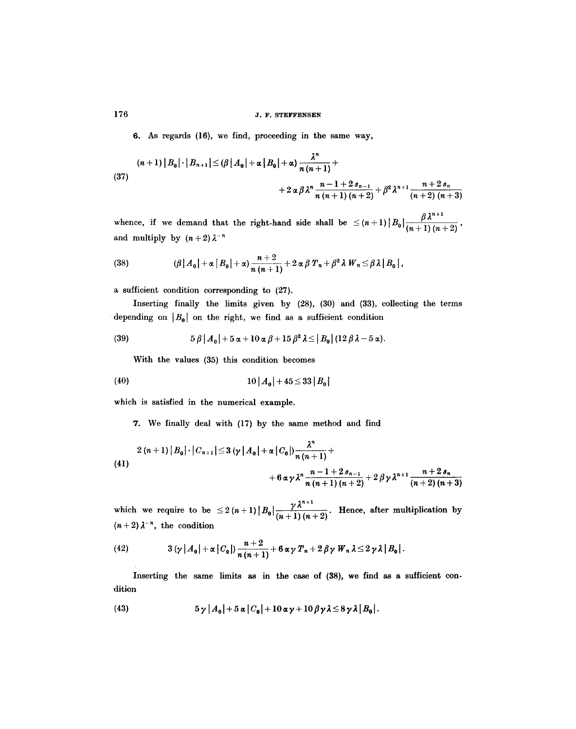6. As regards (16), we find, proceeding in the same way,

$$(37) \qquad \begin{aligned} (n+1)\,|B_0|\cdot|B_{n+1}| \leq (\beta\,|A_0| + \alpha\,|B_0| + \alpha)\,\frac{\lambda^n}{n\,(n+1)} + \\ + 2\,\alpha\,\beta\,\lambda^n\,\frac{n-1+2\,s_{n-1}}{n\,(n+1)\,(n+2)} + \beta^2\,\lambda^{n+1}\,\frac{n+2\,s_n}{(n+2)\,(n+3)} \end{aligned}$$

whence, if we demand that the right-hand side shall be $\leq (n+1)\,|B_0|\,\dfrac{\beta\,\lambda^{n+1}}{(n+1)\,(n+2)}$, and multiply by $(n+2)\,\lambda^{-n}$

$$(38) \qquad (\beta\,|A_0| + \alpha\,|B_0| + \alpha)\,\frac{n+2}{n\,(n+1)} + 2\,\alpha\,\beta\,T_n + \beta^2\,\lambda\,W_n \leq \beta\,\lambda\,|B_0|,$$

a sufficient condition corresponding to (27).

Inserting finally the limits given by (28), (30) and (33), collecting the terms depending on $|B_0|$ on the right, we find as a sufficient condition

$$(39) \qquad 5\,\beta\,|A_0| + 5\,\alpha + 10\,\alpha\,\beta + 15\,\beta^2\,\lambda \leq |B_0|\,(12\,\beta\,\lambda - 5\,\alpha).$$

With the values (35) this condition becomes

$$(40) \qquad 10\,|A_0| + 45 \leq 33\,|B_0|$$

which is satisfied in the numerical example.

7. We finally deal with (17) by the same method and find

$$(41) \qquad \begin{aligned} 2\,(n+1)\,|B_0|\cdot|C_{n+1}| \leq 3\,(\gamma\,|A_0| + \alpha\,|C_0|)\,\frac{\lambda^n}{n\,(n+1)} + \\ + 6\,\alpha\,\gamma\,\lambda^n\,\frac{n-1+2\,s_{n-1}}{n\,(n+1)\,(n+2)} + 2\,\beta\,\gamma\,\lambda^{n+1}\,\frac{n+2\,s_n}{(n+2)\,(n+3)} \end{aligned}$$

which we require to be $\leq 2\,(n+1)\,|B_0|\,\dfrac{\gamma\,\lambda^{n+1}}{(n+1)\,(n+2)}$. Hence, after multiplication by $(n+2)\,\lambda^{-n}$, the condition

$$(42) \qquad 3\,(\gamma\,|A_0| + \alpha\,|C_0|)\,\frac{n+2}{n\,(n+1)} + 6\,\alpha\,\gamma\,T_n + 2\,\beta\,\gamma\,W_n\,\lambda \leq 2\,\gamma\,\lambda\,|B_0|.$$

Inserting the same limits as in the case of (38), we find as a sufficient condition

$$(43) \qquad 5\,\gamma\,|A_0| + 5\,\alpha\,|C_0| + 10\,\alpha\,\gamma + 10\,\beta\,\gamma\,\lambda \leq 8\,\gamma\,\lambda\,|B_0|.$$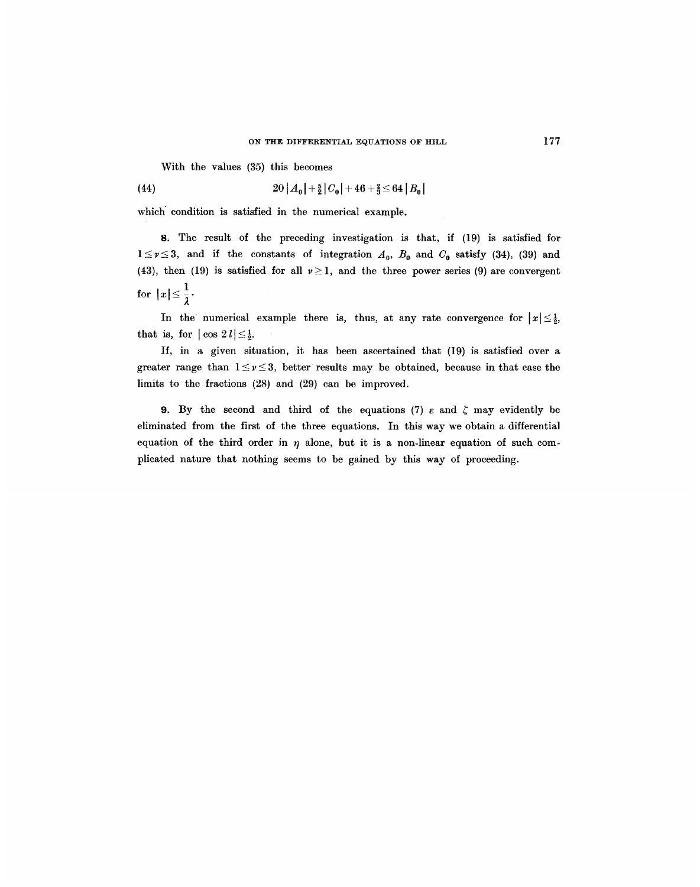With the values (35) this becomes

$$20\,|A_0| + \tfrac{5}{2}\,|C_0| + 46 + \tfrac{2}{3} \leq 64\,|B_0| \tag{44}$$

which condition is satisfied in the numerical example.

**8.** The result of the preceding investigation is that, if (19) is satisfied for $1 \leq \nu \leq 3$, and if the constants of integration $A_0$, $B_0$ and $C_0$ satisfy (34), (39) and (43), then (19) is satisfied for all $\nu \geq 1$, and the three power series (9) are convergent for $|x| \leq \dfrac{1}{\lambda}$.

In the numerical example there is, thus, at any rate convergence for $|x| \leq \frac{1}{2}$, that is, for $|\cos 2\,l| \leq \frac{1}{2}$.

If, in a given situation, it has been ascertained that (19) is satisfied over a greater range than $1 \leq \nu \leq 3$, better results may be obtained, because in that case the limits to the fractions (28) and (29) can be improved.

**9.** By the second and third of the equations (7) $\varepsilon$ and $\zeta$ may evidently be eliminated from the first of the three equations. In this way we obtain a differential equation of the third order in $\eta$ alone, but it is a non-linear equation of such complicated nature that nothing seems to be gained by this way of proceeding.